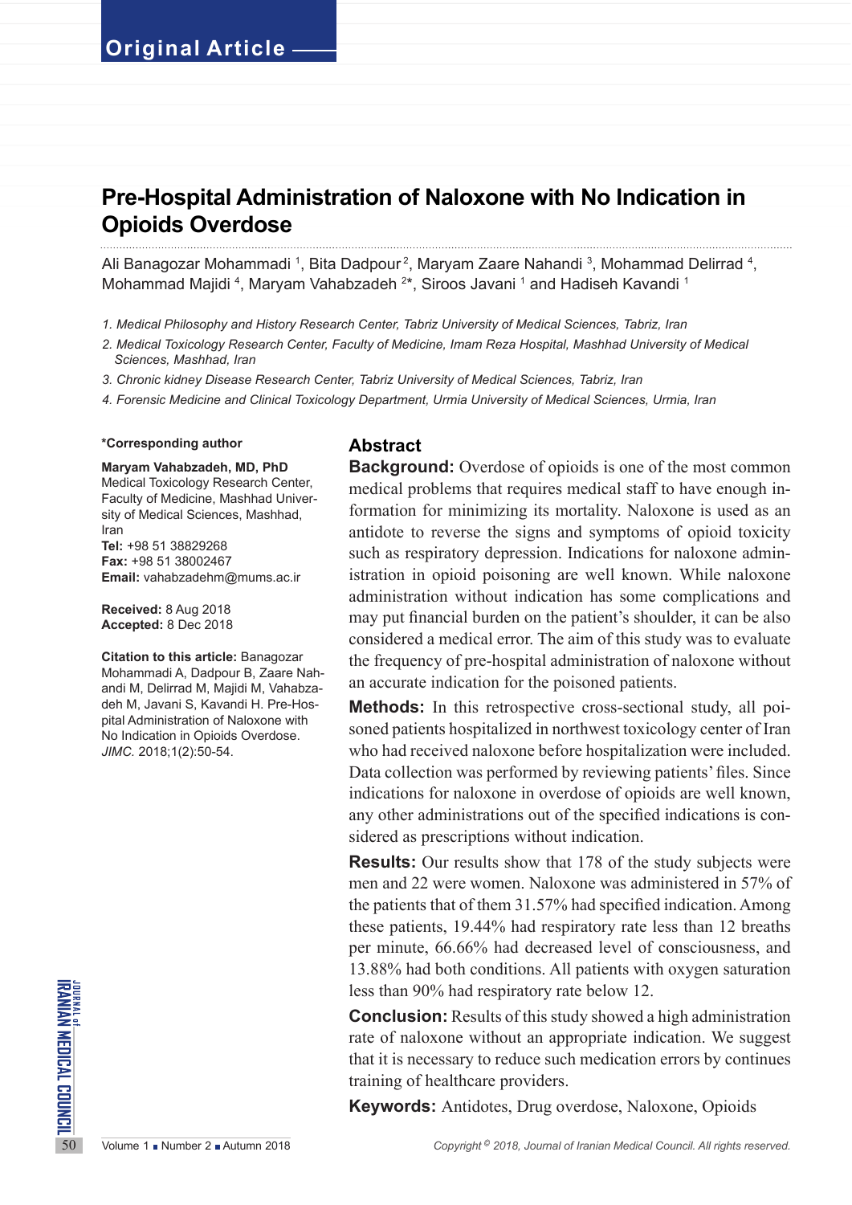Original Article

# Pre-Hospital Administration of Naloxone with No Indication in Opioids Overdose

Ali Banagozar Mohammadi [1], Bita Dadpour [2], Maryam Zaare Nahandi [3], Mohammad Delirrad [4], Mohammad Majidi [4], Maryam Vahabzadeh [2*], Siroos Javani [1] and Hadiseh Kavandi [1]

*1. Medical Philosophy and History Research Center, Tabriz University of Medical Sciences, Tabriz, Iran*

*2. Medical Toxicology Research Center, Faculty of Medicine, Imam Reza Hospital, Mashhad University of Medical Sciences, Mashhad, Iran*

*3. Chronic kidney Disease Research Center, Tabriz University of Medical Sciences, Tabriz, Iran*

*4. Forensic Medicine and Clinical Toxicology Department, Urmia University of Medical Sciences, Urmia, Iran*

**\*Corresponding author**

**Maryam Vahabzadeh, MD, PhD**
Medical Toxicology Research Center, Faculty of Medicine, Mashhad University of Medical Sciences, Mashhad, Iran
**Tel:** +98 51 38829268
**Fax:** +98 51 38002467
**Email:** vahabzadehm@mums.ac.ir

**Received:** 8 Aug 2018
**Accepted:** 8 Dec 2018

**Citation to this article:** Banagozar Mohammadi A, Dadpour B, Zaare Nahandi M, Delirrad M, Majidi M, Vahabzadeh M, Javani S, Kavandi H. Pre-Hospital Administration of Naloxone with No Indication in Opioids Overdose. *JIMC.* 2018;1(2):50-54.

## Abstract

**Background:** Overdose of opioids is one of the most common medical problems that requires medical staff to have enough information for minimizing its mortality. Naloxone is used as an antidote to reverse the signs and symptoms of opioid toxicity such as respiratory depression. Indications for naloxone administration in opioid poisoning are well known. While naloxone administration without indication has some complications and may put financial burden on the patient's shoulder, it can be also considered a medical error. The aim of this study was to evaluate the frequency of pre-hospital administration of naloxone without an accurate indication for the poisoned patients.

**Methods:** In this retrospective cross-sectional study, all poisoned patients hospitalized in northwest toxicology center of Iran who had received naloxone before hospitalization were included. Data collection was performed by reviewing patients' files. Since indications for naloxone in overdose of opioids are well known, any other administrations out of the specified indications is considered as prescriptions without indication.

**Results:** Our results show that 178 of the study subjects were men and 22 were women. Naloxone was administered in 57% of the patients that of them 31.57% had specified indication. Among these patients, 19.44% had respiratory rate less than 12 breaths per minute, 66.66% had decreased level of consciousness, and 13.88% had both conditions. All patients with oxygen saturation less than 90% had respiratory rate below 12.

**Conclusion:** Results of this study showed a high administration rate of naloxone without an appropriate indication. We suggest that it is necessary to reduce such medication errors by continues training of healthcare providers.

**Keywords:** Antidotes, Drug overdose, Naloxone, Opioids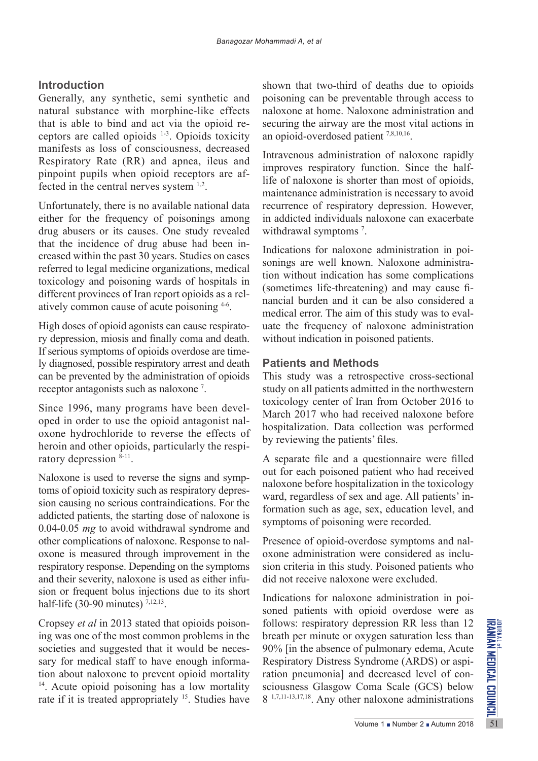## Introduction

Generally, any synthetic, semi synthetic and natural substance with morphine-like effects that is able to bind and act via the opioid receptors are called opioids [1-3]. Opioids toxicity manifests as loss of consciousness, decreased Respiratory Rate (RR) and apnea, ileus and pinpoint pupils when opioid receptors are affected in the central nerves system [1,2].

Unfortunately, there is no available national data either for the frequency of poisonings among drug abusers or its causes. One study revealed that the incidence of drug abuse had been increased within the past 30 years. Studies on cases referred to legal medicine organizations, medical toxicology and poisoning wards of hospitals in different provinces of Iran report opioids as a relatively common cause of acute poisoning [4-6].

High doses of opioid agonists can cause respiratory depression, miosis and finally coma and death. If serious symptoms of opioids overdose are timely diagnosed, possible respiratory arrest and death can be prevented by the administration of opioids receptor antagonists such as naloxone [7].

Since 1996, many programs have been developed in order to use the opioid antagonist naloxone hydrochloride to reverse the effects of heroin and other opioids, particularly the respiratory depression [8-11].

Naloxone is used to reverse the signs and symptoms of opioid toxicity such as respiratory depression causing no serious contraindications. For the addicted patients, the starting dose of naloxone is 0.04-0.05 *mg* to avoid withdrawal syndrome and other complications of naloxone. Response to naloxone is measured through improvement in the respiratory response. Depending on the symptoms and their severity, naloxone is used as either infusion or frequent bolus injections due to its short half-life (30-90 minutes) [7,12,13].

Cropsey *et al* in 2013 stated that opioids poisoning was one of the most common problems in the societies and suggested that it would be necessary for medical staff to have enough information about naloxone to prevent opioid mortality [14]. Acute opioid poisoning has a low mortality rate if it is treated appropriately [15]. Studies have shown that two-third of deaths due to opioids poisoning can be preventable through access to naloxone at home. Naloxone administration and securing the airway are the most vital actions in an opioid-overdosed patient [7,8,10,16].

Intravenous administration of naloxone rapidly improves respiratory function. Since the half-life of naloxone is shorter than most of opioids, maintenance administration is necessary to avoid recurrence of respiratory depression. However, in addicted individuals naloxone can exacerbate withdrawal symptoms [7].

Indications for naloxone administration in poisonings are well known. Naloxone administration without indication has some complications (sometimes life-threatening) and may cause financial burden and it can be also considered a medical error. The aim of this study was to evaluate the frequency of naloxone administration without indication in poisoned patients.

## Patients and Methods

This study was a retrospective cross-sectional study on all patients admitted in the northwestern toxicology center of Iran from October 2016 to March 2017 who had received naloxone before hospitalization. Data collection was performed by reviewing the patients' files.

A separate file and a questionnaire were filled out for each poisoned patient who had received naloxone before hospitalization in the toxicology ward, regardless of sex and age. All patients' information such as age, sex, education level, and symptoms of poisoning were recorded.

Presence of opioid-overdose symptoms and naloxone administration were considered as inclusion criteria in this study. Poisoned patients who did not receive naloxone were excluded.

Indications for naloxone administration in poisoned patients with opioid overdose were as follows: respiratory depression RR less than 12 breath per minute or oxygen saturation less than 90% [in the absence of pulmonary edema, Acute Respiratory Distress Syndrome (ARDS) or aspiration pneumonia] and decreased level of consciousness Glasgow Coma Scale (GCS) below 8 [1,7,11-13,17,18]. Any other naloxone administrations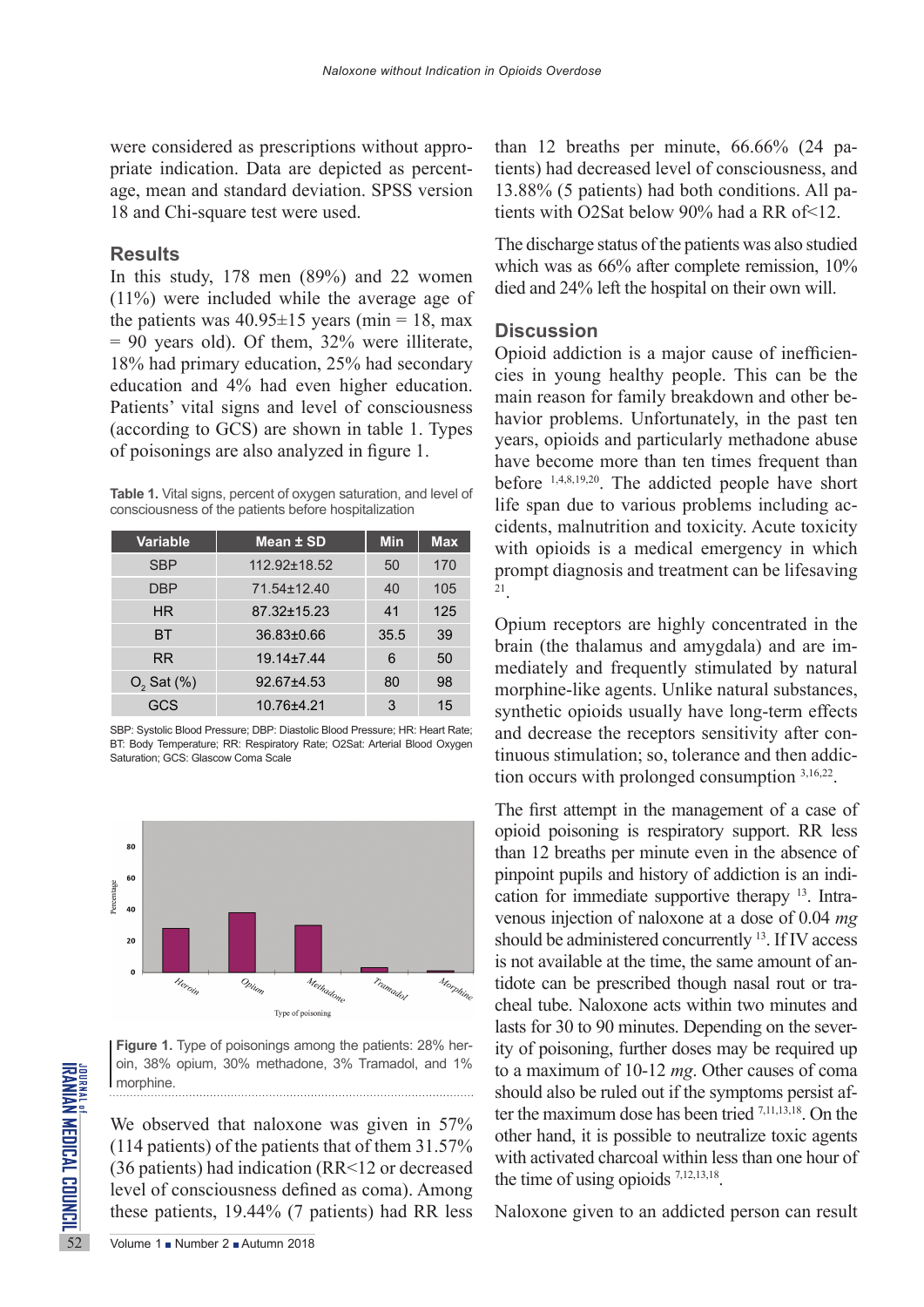were considered as prescriptions without appropriate indication. Data are depicted as percentage, mean and standard deviation. SPSS version 18 and Chi-square test were used.

## Results

In this study, 178 men (89%) and 22 women (11%) were included while the average age of the patients was 40.95±15 years (min = 18, max = 90 years old). Of them, 32% were illiterate, 18% had primary education, 25% had secondary education and 4% had even higher education. Patients' vital signs and level of consciousness (according to GCS) are shown in table 1. Types of poisonings are also analyzed in figure 1.

**Table 1.** Vital signs, percent of oxygen saturation, and level of consciousness of the patients before hospitalization

| Variable | Mean ± SD | Min | Max |
|---|---|---|---|
| SBP | 112.92±18.52 | 50 | 170 |
| DBP | 71.54±12.40 | 40 | 105 |
| HR | 87.32±15.23 | 41 | 125 |
| BT | 36.83±0.66 | 35.5 | 39 |
| RR | 19.14±7.44 | 6 | 50 |
| $O_2$ Sat (%) | 92.67±4.53 | 80 | 98 |
| GCS | 10.76±4.21 | 3 | 15 |

SBP: Systolic Blood Pressure; DBP: Diastolic Blood Pressure; HR: Heart Rate; BT: Body Temperature; RR: Respiratory Rate; O2Sat: Arterial Blood Oxygen Saturation; GCS: Glascow Coma Scale

**Figure 1.** Type of poisonings among the patients: 28% heroin, 38% opium, 30% methadone, 3% Tramadol, and 1% morphine.

We observed that naloxone was given in 57% (114 patients) of the patients that of them 31.57% (36 patients) had indication (RR<12 or decreased level of consciousness defined as coma). Among these patients, 19.44% (7 patients) had RR less than 12 breaths per minute, 66.66% (24 patients) had decreased level of consciousness, and 13.88% (5 patients) had both conditions. All patients with O2Sat below 90% had a RR of<12.

The discharge status of the patients was also studied which was as 66% after complete remission, 10% died and 24% left the hospital on their own will.

## Discussion

Opioid addiction is a major cause of inefficiencies in young healthy people. This can be the main reason for family breakdown and other behavior problems. Unfortunately, in the past ten years, opioids and particularly methadone abuse have become more than ten times frequent than before [1,4,8,19,20]. The addicted people have short life span due to various problems including accidents, malnutrition and toxicity. Acute toxicity with opioids is a medical emergency in which prompt diagnosis and treatment can be lifesaving [21].

Opium receptors are highly concentrated in the brain (the thalamus and amygdala) and are immediately and frequently stimulated by natural morphine-like agents. Unlike natural substances, synthetic opioids usually have long-term effects and decrease the receptors sensitivity after continuous stimulation; so, tolerance and then addiction occurs with prolonged consumption [3,16,22].

The first attempt in the management of a case of opioid poisoning is respiratory support. RR less than 12 breaths per minute even in the absence of pinpoint pupils and history of addiction is an indication for immediate supportive therapy [13]. Intravenous injection of naloxone at a dose of 0.04 *mg* should be administered concurrently [13]. If IV access is not available at the time, the same amount of antidote can be prescribed though nasal rout or tracheal tube. Naloxone acts within two minutes and lasts for 30 to 90 minutes. Depending on the severity of poisoning, further doses may be required up to a maximum of 10-12 *mg*. Other causes of coma should also be ruled out if the symptoms persist after the maximum dose has been tried [7,11,13,18]. On the other hand, it is possible to neutralize toxic agents with activated charcoal within less than one hour of the time of using opioids [7,12,13,18].

Naloxone given to an addicted person can result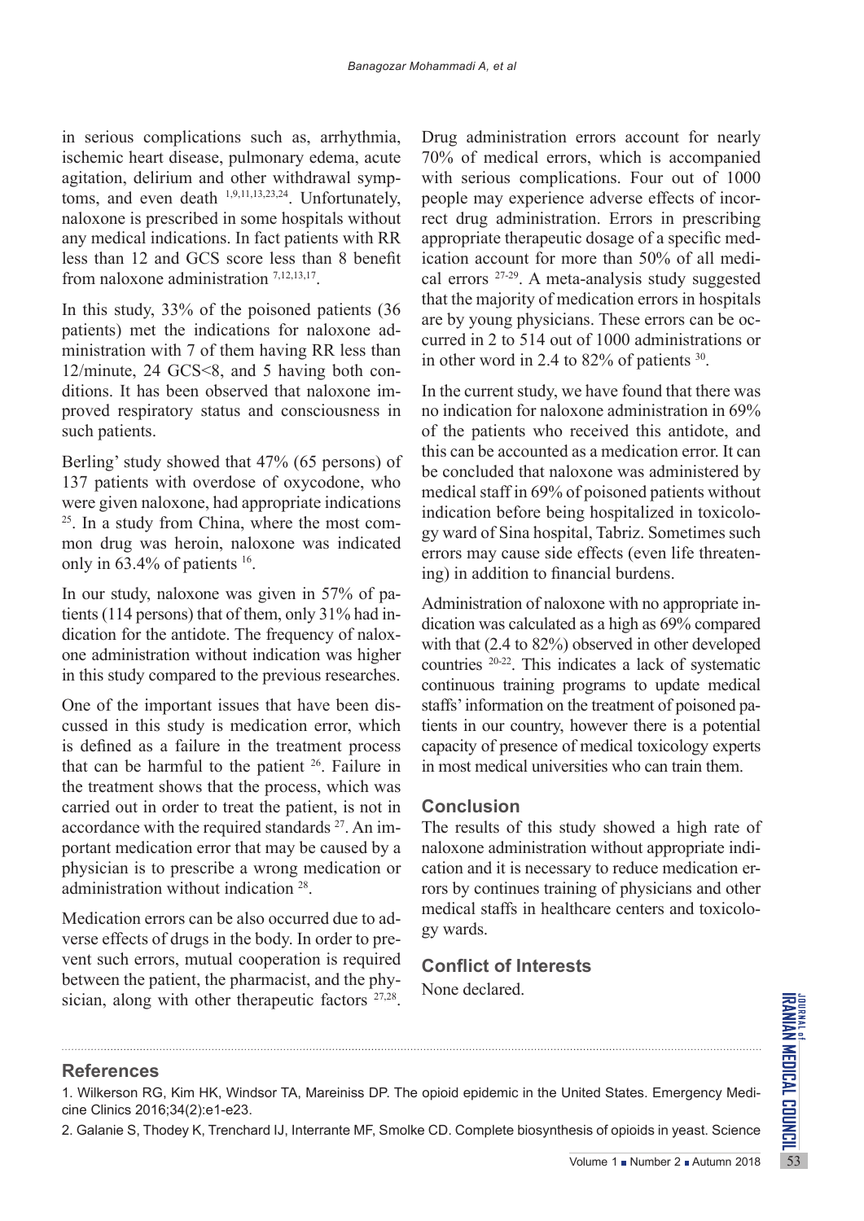in serious complications such as, arrhythmia, ischemic heart disease, pulmonary edema, acute agitation, delirium and other withdrawal symptoms, and even death [1,9,11,13,23,24]. Unfortunately, naloxone is prescribed in some hospitals without any medical indications. In fact patients with RR less than 12 and GCS score less than 8 benefit from naloxone administration [7,12,13,17].

In this study, 33% of the poisoned patients (36 patients) met the indications for naloxone administration with 7 of them having RR less than 12/minute, 24 GCS<8, and 5 having both conditions. It has been observed that naloxone improved respiratory status and consciousness in such patients.

Berling' study showed that 47% (65 persons) of 137 patients with overdose of oxycodone, who were given naloxone, had appropriate indications [25]. In a study from China, where the most common drug was heroin, naloxone was indicated only in 63.4% of patients [16].

In our study, naloxone was given in 57% of patients (114 persons) that of them, only 31% had indication for the antidote. The frequency of naloxone administration without indication was higher in this study compared to the previous researches.

One of the important issues that have been discussed in this study is medication error, which is defined as a failure in the treatment process that can be harmful to the patient [26]. Failure in the treatment shows that the process, which was carried out in order to treat the patient, is not in accordance with the required standards [27]. An important medication error that may be caused by a physician is to prescribe a wrong medication or administration without indication [28].

Medication errors can be also occurred due to adverse effects of drugs in the body. In order to prevent such errors, mutual cooperation is required between the patient, the pharmacist, and the physician, along with other therapeutic factors [27,28].

Drug administration errors account for nearly 70% of medical errors, which is accompanied with serious complications. Four out of 1000 people may experience adverse effects of incorrect drug administration. Errors in prescribing appropriate therapeutic dosage of a specific medication account for more than 50% of all medical errors [27-29]. A meta-analysis study suggested that the majority of medication errors in hospitals are by young physicians. These errors can be occurred in 2 to 514 out of 1000 administrations or in other word in 2.4 to 82% of patients [30].

In the current study, we have found that there was no indication for naloxone administration in 69% of the patients who received this antidote, and this can be accounted as a medication error. It can be concluded that naloxone was administered by medical staff in 69% of poisoned patients without indication before being hospitalized in toxicology ward of Sina hospital, Tabriz. Sometimes such errors may cause side effects (even life threatening) in addition to financial burdens.

Administration of naloxone with no appropriate indication was calculated as a high as 69% compared with that (2.4 to 82%) observed in other developed countries [20-22]. This indicates a lack of systematic continuous training programs to update medical staffs' information on the treatment of poisoned patients in our country, however there is a potential capacity of presence of medical toxicology experts in most medical universities who can train them.

## Conclusion

The results of this study showed a high rate of naloxone administration without appropriate indication and it is necessary to reduce medication errors by continues training of physicians and other medical staffs in healthcare centers and toxicology wards.

## Conflict of Interests

None declared.

## References

1. Wilkerson RG, Kim HK, Windsor TA, Mareiniss DP. The opioid epidemic in the United States. Emergency Medicine Clinics 2016;34(2):e1-e23.
2. Galanie S, Thodey K, Trenchard IJ, Interrante MF, Smolke CD. Complete biosynthesis of opioids in yeast. Science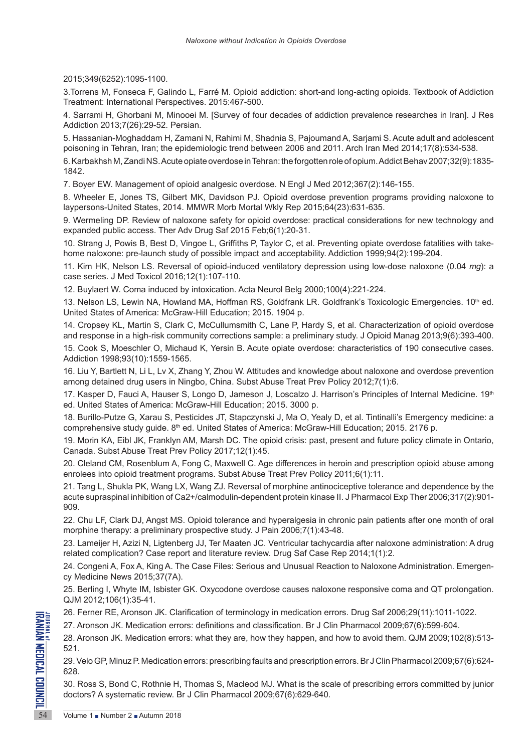2015;349(6252):1095-1100.

3.Torrens M, Fonseca F, Galindo L, Farré M. Opioid addiction: short-and long-acting opioids. Textbook of Addiction Treatment: International Perspectives. 2015:467-500.

4. Sarrami H, Ghorbani M, Minooei M. [Survey of four decades of addiction prevalence researches in Iran]. J Res Addiction 2013;7(26):29-52. Persian.

5. Hassanian-Moghaddam H, Zamani N, Rahimi M, Shadnia S, Pajoumand A, Sarjami S. Acute adult and adolescent poisoning in Tehran, Iran; the epidemiologic trend between 2006 and 2011. Arch Iran Med 2014;17(8):534-538.

6. Karbakhsh M, Zandi NS. Acute opiate overdose in Tehran: the forgotten role of opium. Addict Behav 2007;32(9):1835-1842.

7. Boyer EW. Management of opioid analgesic overdose. N Engl J Med 2012;367(2):146-155.

8. Wheeler E, Jones TS, Gilbert MK, Davidson PJ. Opioid overdose prevention programs providing naloxone to laypersons-United States, 2014. MMWR Morb Mortal Wkly Rep 2015;64(23):631-635.

9. Wermeling DP. Review of naloxone safety for opioid overdose: practical considerations for new technology and expanded public access. Ther Adv Drug Saf 2015 Feb;6(1):20-31.

10. Strang J, Powis B, Best D, Vingoe L, Griffiths P, Taylor C, et al. Preventing opiate overdose fatalities with take-home naloxone: pre-launch study of possible impact and acceptability. Addiction 1999;94(2):199-204.

11. Kim HK, Nelson LS. Reversal of opioid-induced ventilatory depression using low-dose naloxone (0.04 *mg*): a case series. J Med Toxicol 2016;12(1):107-110.

12. Buylaert W. Coma induced by intoxication. Acta Neurol Belg 2000;100(4):221-224.

13. Nelson LS, Lewin NA, Howland MA, Hoffman RS, Goldfrank LR. Goldfrank's Toxicologic Emergencies. 10th ed. United States of America: McGraw-Hill Education; 2015. 1904 p.

14. Cropsey KL, Martin S, Clark C, McCullumsmith C, Lane P, Hardy S, et al. Characterization of opioid overdose and response in a high-risk community corrections sample: a preliminary study. J Opioid Manag 2013;9(6):393-400.

15. Cook S, Moeschler O, Michaud K, Yersin B. Acute opiate overdose: characteristics of 190 consecutive cases. Addiction 1998;93(10):1559-1565.

16. Liu Y, Bartlett N, Li L, Lv X, Zhang Y, Zhou W. Attitudes and knowledge about naloxone and overdose prevention among detained drug users in Ningbo, China. Subst Abuse Treat Prev Policy 2012;7(1):6.

17. Kasper D, Fauci A, Hauser S, Longo D, Jameson J, Loscalzo J. Harrison's Principles of Internal Medicine. 19th ed. United States of America: McGraw-Hill Education; 2015. 3000 p.

18. Burillo-Putze G, Xarau S, Pesticides JT, Stapczynski J, Ma O, Yealy D, et al. Tintinalli's Emergency medicine: a comprehensive study guide. 8th ed. United States of America: McGraw-Hill Education; 2015. 2176 p.

19. Morin KA, Eibl JK, Franklyn AM, Marsh DC. The opioid crisis: past, present and future policy climate in Ontario, Canada. Subst Abuse Treat Prev Policy 2017;12(1):45.

20. Cleland CM, Rosenblum A, Fong C, Maxwell C. Age differences in heroin and prescription opioid abuse among enrolees into opioid treatment programs. Subst Abuse Treat Prev Policy 2011;6(1):11.

21. Tang L, Shukla PK, Wang LX, Wang ZJ. Reversal of morphine antinociceptive tolerance and dependence by the acute supraspinal inhibition of Ca2+/calmodulin-dependent protein kinase II. J Pharmacol Exp Ther 2006;317(2):901-909.

22. Chu LF, Clark DJ, Angst MS. Opioid tolerance and hyperalgesia in chronic pain patients after one month of oral morphine therapy: a preliminary prospective study. J Pain 2006;7(1):43-48.

23. Lameijer H, Azizi N, Ligtenberg JJ, Ter Maaten JC. Ventricular tachycardia after naloxone administration: A drug related complication? Case report and literature review. Drug Saf Case Rep 2014;1(1):2.

24. Congeni A, Fox A, King A. The Case Files: Serious and Unusual Reaction to Naloxone Administration. Emergency Medicine News 2015;37(7A).

25. Berling I, Whyte IM, Isbister GK. Oxycodone overdose causes naloxone responsive coma and QT prolongation. QJM 2012;106(1):35-41.

26. Ferner RE, Aronson JK. Clarification of terminology in medication errors. Drug Saf 2006;29(11):1011-1022.

27. Aronson JK. Medication errors: definitions and classification. Br J Clin Pharmacol 2009;67(6):599-604.

28. Aronson JK. Medication errors: what they are, how they happen, and how to avoid them. QJM 2009;102(8):513-521.

29. Velo GP, Minuz P. Medication errors: prescribing faults and prescription errors. Br J Clin Pharmacol 2009;67(6):624-628.

30. Ross S, Bond C, Rothnie H, Thomas S, Macleod MJ. What is the scale of prescribing errors committed by junior doctors? A systematic review. Br J Clin Pharmacol 2009;67(6):629-640.